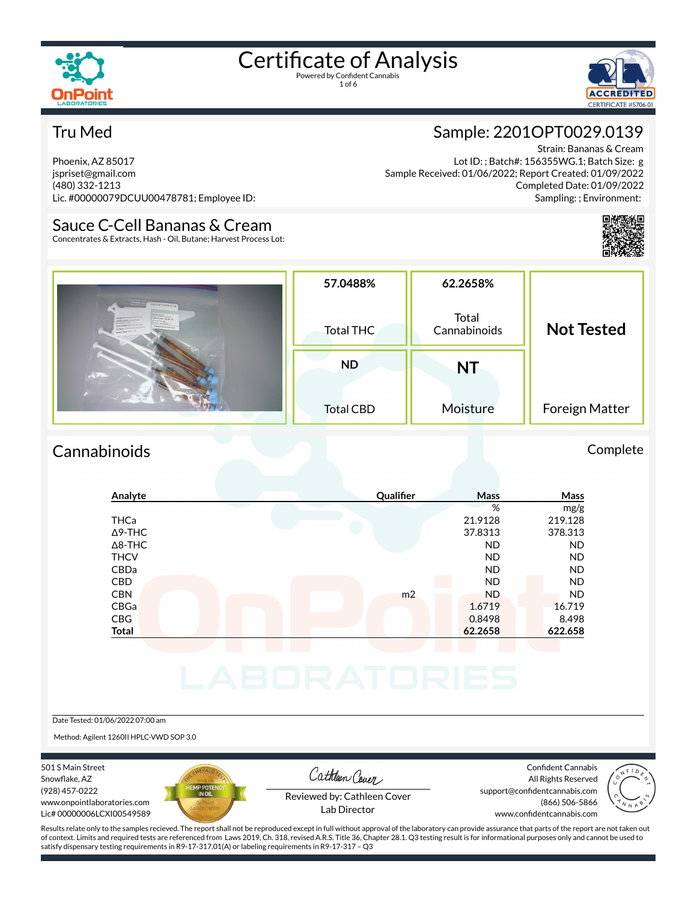# Certificate of Analysis

Powered by Confident Cannabis

## Tru Med

Phoenix, AZ 85017
jspriset@gmail.com
(480) 332-1213
Lic. #00000079DCUU00478781; Employee ID:

## Sample: 2201OPT0029.0139

Strain: Bananas & Cream
Lot ID: ; Batch#: 156355WG.1; Batch Size: g
Sample Received: 01/06/2022; Report Created: 01/09/2022
Completed Date: 01/09/2022
Sampling: ; Environment:

## Sauce C-Cell Bananas & Cream

Concentrates & Extracts, Hash - Oil, Butane; Harvest Process Lot:

| 57.0488% | 62.2658% | Not Tested |
|---|---|---|
| Total THC | Total Cannabinoids | Foreign Matter |
| **ND** | **NT** | |
| Total CBD | Moisture | |

## Cannabinoids

Complete

| Analyte | Qualifier | Mass % | Mass mg/g |
|---|---|---|---|
| THCa | | 21.9128 | 219.128 |
| Δ9-THC | | 37.8313 | 378.313 |
| Δ8-THC | | ND | ND |
| THCV | | ND | ND |
| CBDa | | ND | ND |
| CBD | | ND | ND |
| CBN | m2 | ND | ND |
| CBGa | | 1.6719 | 16.719 |
| CBG | | 0.8498 | 8.498 |
| **Total** | | **62.2658** | **622.658** |

Date Tested: 01/06/2022 07:00 am

Method: Agilent 1260II HPLC-VWD SOP 3.0

501 S Main Street
Snowflake, AZ
(928) 457-0222
www.onpointlaboratories.com
Lic# 00000006LCXI00549589

Reviewed by: Cathleen Cover
Lab Director

Confident Cannabis
All Rights Reserved
support@confidentcannabis.com
(866) 506-5866
www.confidentcannabis.com

Results relate only to the samples recieved. The report shall not be reproduced except in full without approval of the laboratory can provide assurance that parts of the report are not taken out of context. Limits and required tests are referenced from Laws 2019, Ch. 318, revised A.R.S. Title 36, Chapter 28.1. Q3 testing result is for informational purposes only and cannot be used to satisfy dispensary testing requirements in R9-17-317.01(A) or labeling requirements in R9-17-317 – Q3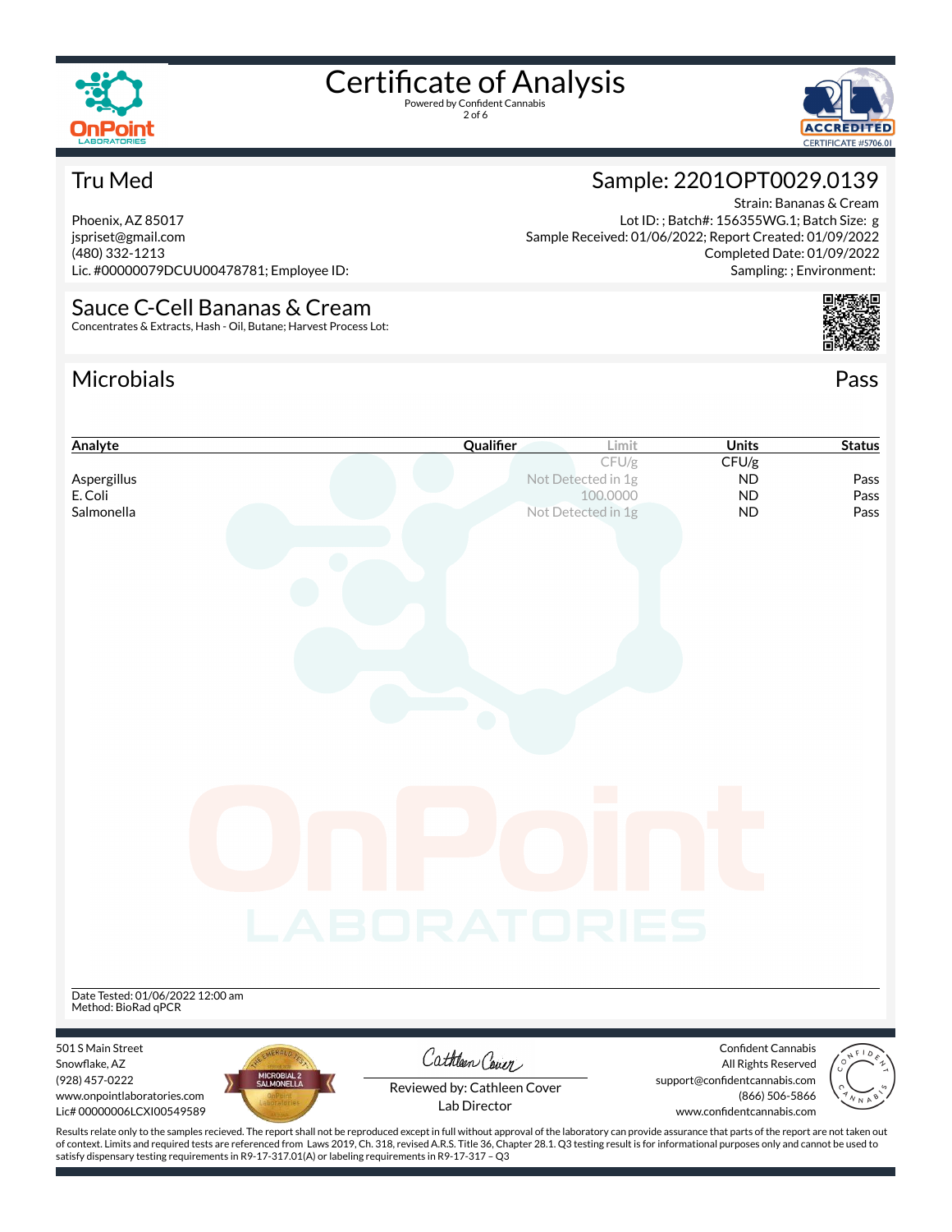# Certificate of Analysis

Powered by Confident Cannabis

## Tru Med

Phoenix, AZ 85017
jspriset@gmail.com
(480) 332-1213
Lic. #00000079DCUU00478781; Employee ID:

## Sample: 2201OPT0029.0139

Strain: Bananas & Cream
Lot ID: ; Batch#: 156355WG.1; Batch Size: g
Sample Received: 01/06/2022; Report Created: 01/09/2022
Completed Date: 01/09/2022
Sampling: ; Environment:

## Sauce C-Cell Bananas & Cream

Concentrates & Extracts, Hash - Oil, Butane; Harvest Process Lot:

## Microbials

Pass

| Analyte | Qualifier | Limit | Units | Status |
|---|---|---|---|---|
| | | CFU/g | CFU/g | |
| Aspergillus | | Not Detected in 1g | ND | Pass |
| E. Coli | | 100.0000 | ND | Pass |
| Salmonella | | Not Detected in 1g | ND | Pass |

Date Tested: 01/06/2022 12:00 am
Method: BioRad qPCR

501 S Main Street
Snowflake, AZ
(928) 457-0222
www.onpointlaboratories.com
Lic# 00000006LCXI00549589

Reviewed by: Cathleen Cover
Lab Director

Confident Cannabis
All Rights Reserved
support@confidentcannabis.com
(866) 506-5866
www.confidentcannabis.com

Results relate only to the samples recieved. The report shall not be reproduced except in full without approval of the laboratory can provide assurance that parts of the report are not taken out of context. Limits and required tests are referenced from Laws 2019, Ch. 318, revised A.R.S. Title 36, Chapter 28.1. Q3 testing result is for informational purposes only and cannot be used to satisfy dispensary testing requirements in R9-17-317.01(A) or labeling requirements in R9-17-317 – Q3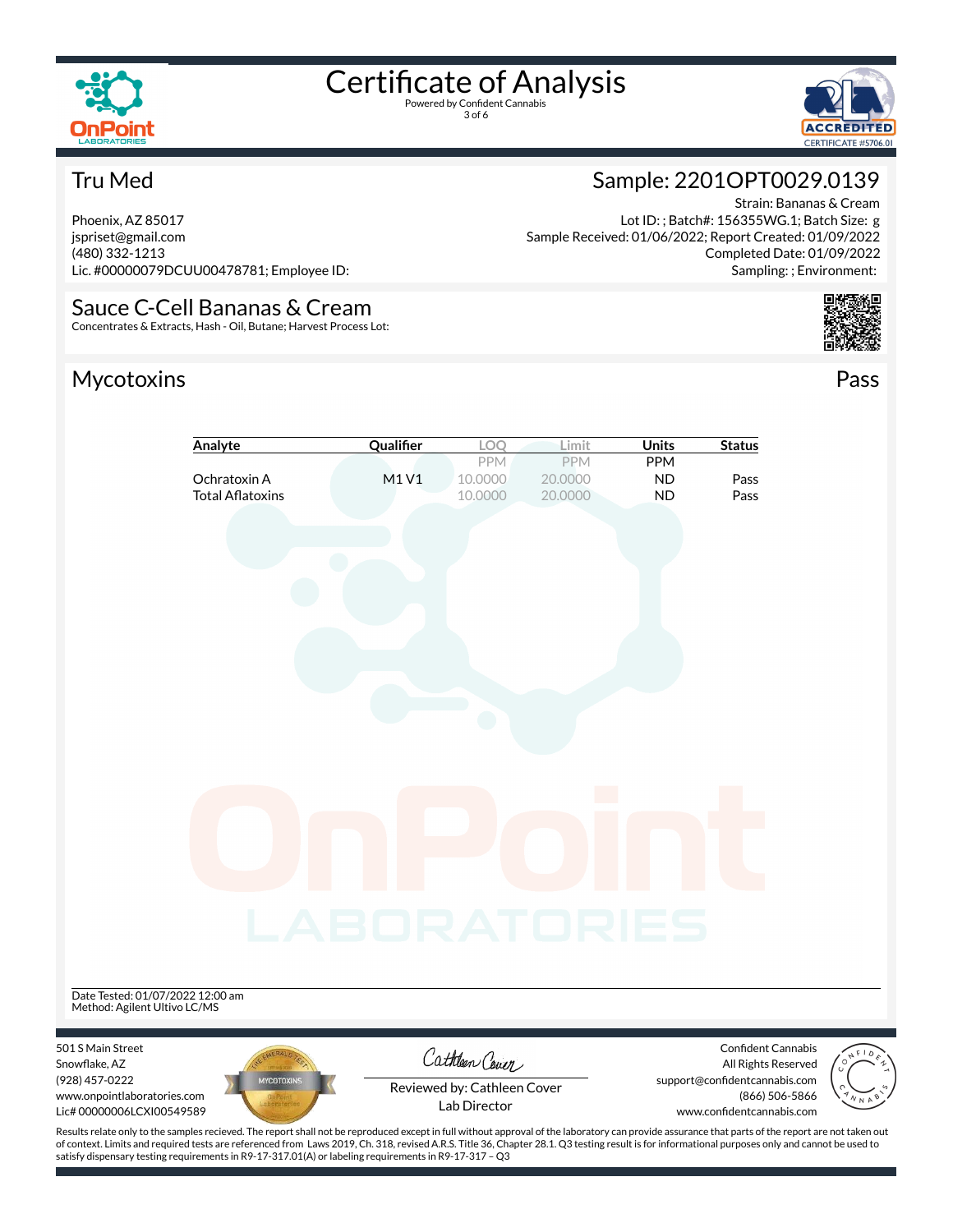# Certificate of Analysis

Powered by Confident Cannabis

## Tru Med

Phoenix, AZ 85017
jspriset@gmail.com
(480) 332-1213
Lic. #00000079DCUU00478781; Employee ID:

## Sample: 2201OPT0029.0139

Strain: Bananas & Cream
Lot ID: ; Batch#: 156355WG.1; Batch Size: g
Sample Received: 01/06/2022; Report Created: 01/09/2022
Completed Date: 01/09/2022
Sampling: ; Environment:

## Sauce C-Cell Bananas & Cream

Concentrates & Extracts, Hash - Oil, Butane; Harvest Process Lot:

## Mycotoxins

**Pass**

| Analyte | Qualifier | LOQ | Limit | Units | Status |
|---|---|---|---|---|---|
| | | PPM | PPM | PPM | |
| Ochratoxin A | M1 V1 | 10.0000 | 20.0000 | ND | Pass |
| Total Aflatoxins | | 10.0000 | 20.0000 | ND | Pass |

Date Tested: 01/07/2022 12:00 am
Method: Agilent Ultivo LC/MS

501 S Main Street
Snowflake, AZ
(928) 457-0222
www.onpointlaboratories.com
Lic# 00000006LCXI00549589

Reviewed by: Cathleen Cover
Lab Director

Confident Cannabis
All Rights Reserved
support@confidentcannabis.com
(866) 506-5866
www.confidentcannabis.com

Results relate only to the samples recieved. The report shall not be reproduced except in full without approval of the laboratory can provide assurance that parts of the report are not taken out of context. Limits and required tests are referenced from Laws 2019, Ch. 318, revised A.R.S. Title 36, Chapter 28.1. Q3 testing result is for informational purposes only and cannot be used to satisfy dispensary testing requirements in R9-17-317.01(A) or labeling requirements in R9-17-317 – Q3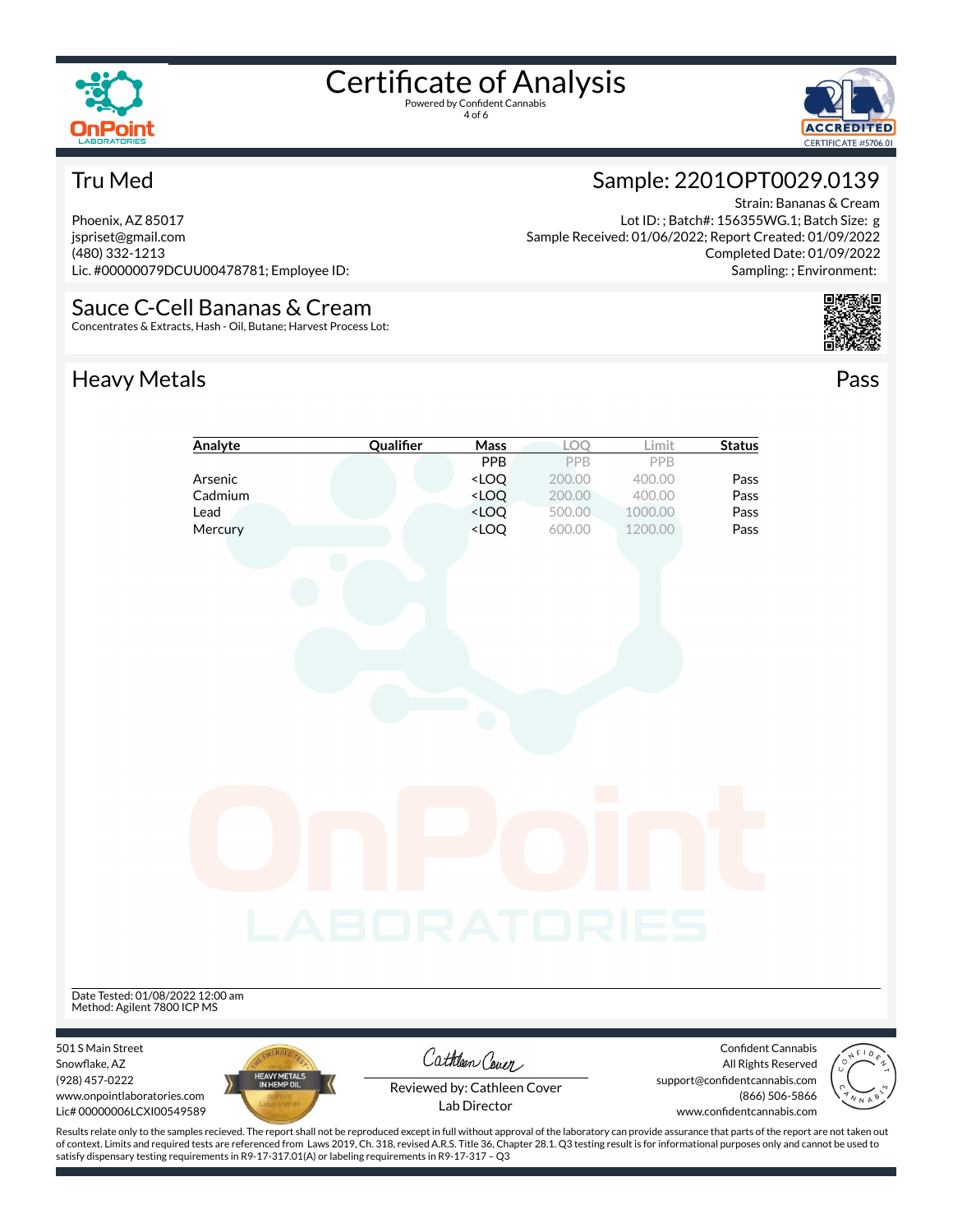# Certificate of Analysis

Powered by Confident Cannabis

## Tru Med

Phoenix, AZ 85017
jspriset@gmail.com
(480) 332-1213
Lic. #00000079DCUU00478781; Employee ID:

## Sample: 2201OPT0029.0139

Strain: Bananas & Cream
Lot ID: ; Batch#: 156355WG.1; Batch Size: g
Sample Received: 01/06/2022; Report Created: 01/09/2022
Completed Date: 01/09/2022
Sampling: ; Environment:

## Sauce C-Cell Bananas & Cream

Concentrates & Extracts, Hash - Oil, Butane; Harvest Process Lot:

## Heavy Metals

Pass

| Analyte | Qualifier | Mass | LOQ | Limit | Status |
|---|---|---|---|---|---|
| | | PPB | PPB | PPB | |
| Arsenic | | <LOQ | 200.00 | 400.00 | Pass |
| Cadmium | | <LOQ | 200.00 | 400.00 | Pass |
| Lead | | <LOQ | 500.00 | 1000.00 | Pass |
| Mercury | | <LOQ | 600.00 | 1200.00 | Pass |

Date Tested: 01/08/2022 12:00 am
Method: Agilent 7800 ICP MS

501 S Main Street
Snowflake, AZ
(928) 457-0222
www.onpointlaboratories.com
Lic# 00000006LCXI00549589

Reviewed by: Cathleen Cover
Lab Director

Confident Cannabis
All Rights Reserved
support@confidentcannabis.com
(866) 506-5866
www.confidentcannabis.com

Results relate only to the samples recieved. The report shall not be reproduced except in full without approval of the laboratory can provide assurance that parts of the report are not taken out of context. Limits and required tests are referenced from Laws 2019, Ch. 318, revised A.R.S. Title 36, Chapter 28.1. Q3 testing result is for informational purposes only and cannot be used to satisfy dispensary testing requirements in R9-17-317.01(A) or labeling requirements in R9-17-317 – Q3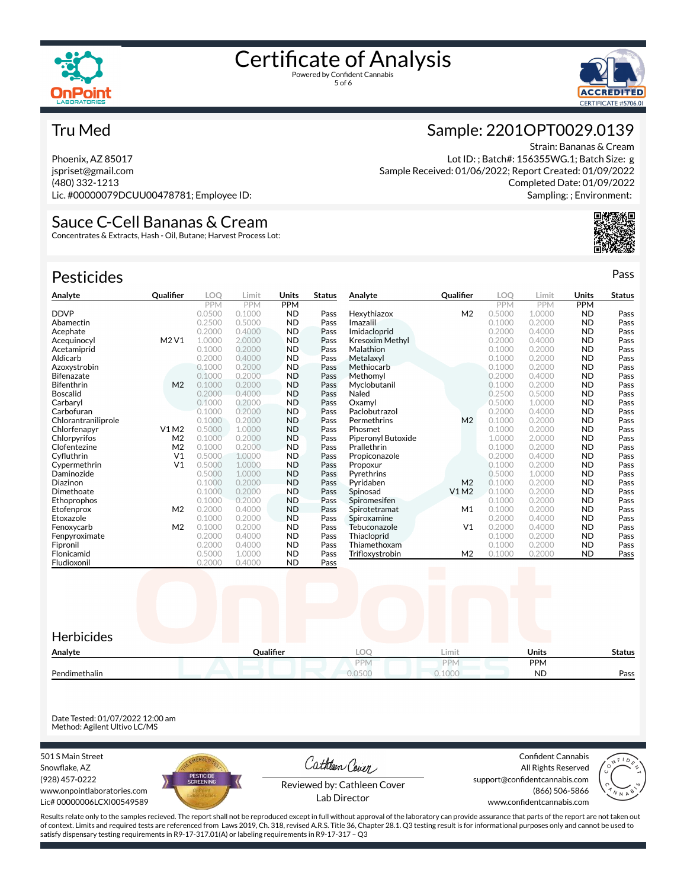# Certificate of Analysis

Powered by Confident Cannabis

## Tru Med

Phoenix, AZ 85017
jspriset@gmail.com
(480) 332-1213
Lic. #00000079DCUU00478781; Employee ID:

## Sample: 2201OPT0029.0139

Strain: Bananas & Cream
Lot ID: ; Batch#: 156355WG.1; Batch Size: g
Sample Received: 01/06/2022; Report Created: 01/09/2022
Completed Date: 01/09/2022
Sampling: ; Environment:

## Sauce C-Cell Bananas & Cream

Concentrates & Extracts, Hash - Oil, Butane; Harvest Process Lot:

## Pesticides

Pass

| Analyte | Qualifier | LOQ | Limit | Units | Status |
|---|---|---|---|---|---|
| | | PPM | PPM | PPM | |
| DDVP | | 0.0500 | 0.1000 | ND | Pass |
| Abamectin | | 0.2500 | 0.5000 | ND | Pass |
| Acephate | | 0.2000 | 0.4000 | ND | Pass |
| Acequinocyl | M2 V1 | 1.0000 | 2.0000 | ND | Pass |
| Acetamiprid | | 0.1000 | 0.2000 | ND | Pass |
| Aldicarb | | 0.2000 | 0.4000 | ND | Pass |
| Azoxystrobin | | 0.1000 | 0.2000 | ND | Pass |
| Bifenazate | | 0.1000 | 0.2000 | ND | Pass |
| Bifenthrin | M2 | 0.1000 | 0.2000 | ND | Pass |
| Boscalid | | 0.2000 | 0.4000 | ND | Pass |
| Carbaryl | | 0.1000 | 0.2000 | ND | Pass |
| Carbofuran | | 0.1000 | 0.2000 | ND | Pass |
| Chlorantraniliprole | | 0.1000 | 0.2000 | ND | Pass |
| Chlorfenapyr | V1 M2 | 0.5000 | 1.0000 | ND | Pass |
| Chlorpyrifos | M2 | 0.1000 | 0.2000 | ND | Pass |
| Clofentezine | M2 | 0.1000 | 0.2000 | ND | Pass |
| Cyfluthrin | V1 | 0.5000 | 1.0000 | ND | Pass |
| Cypermethrin | V1 | 0.5000 | 1.0000 | ND | Pass |
| Daminozide | | 0.5000 | 1.0000 | ND | Pass |
| Diazinon | | 0.1000 | 0.2000 | ND | Pass |
| Dimethoate | | 0.1000 | 0.2000 | ND | Pass |
| Ethoprophos | | 0.1000 | 0.2000 | ND | Pass |
| Etofenprox | M2 | 0.2000 | 0.4000 | ND | Pass |
| Etoxazole | | 0.1000 | 0.2000 | ND | Pass |
| Fenoxycarb | M2 | 0.1000 | 0.2000 | ND | Pass |
| Fenpyroximate | | 0.2000 | 0.4000 | ND | Pass |
| Fipronil | | 0.2000 | 0.4000 | ND | Pass |
| Flonicamid | | 0.5000 | 1.0000 | ND | Pass |
| Fludioxonil | | 0.2000 | 0.4000 | ND | Pass |
| Hexythiazox | M2 | 0.5000 | 1.0000 | ND | Pass |
| Imazalil | | 0.1000 | 0.2000 | ND | Pass |
| Imidacloprid | | 0.2000 | 0.4000 | ND | Pass |
| Kresoxim Methyl | | 0.2000 | 0.4000 | ND | Pass |
| Malathion | | 0.1000 | 0.2000 | ND | Pass |
| Metalaxyl | | 0.1000 | 0.2000 | ND | Pass |
| Methiocarb | | 0.1000 | 0.2000 | ND | Pass |
| Methomyl | | 0.2000 | 0.4000 | ND | Pass |
| Myclobutanil | | 0.1000 | 0.2000 | ND | Pass |
| Naled | | 0.2500 | 0.5000 | ND | Pass |
| Oxamyl | | 0.5000 | 1.0000 | ND | Pass |
| Paclobutrazol | | 0.2000 | 0.4000 | ND | Pass |
| Permethrins | M2 | 0.1000 | 0.2000 | ND | Pass |
| Phosmet | | 0.1000 | 0.2000 | ND | Pass |
| Piperonyl Butoxide | | 1.0000 | 2.0000 | ND | Pass |
| Prallethrin | | 0.1000 | 0.2000 | ND | Pass |
| Propiconazole | | 0.2000 | 0.4000 | ND | Pass |
| Propoxur | | 0.1000 | 0.2000 | ND | Pass |
| Pyrethrins | | 0.5000 | 1.0000 | ND | Pass |
| Pyridaben | M2 | 0.1000 | 0.2000 | ND | Pass |
| Spinosad | V1 M2 | 0.1000 | 0.2000 | ND | Pass |
| Spiromesifen | | 0.1000 | 0.2000 | ND | Pass |
| Spirotetramat | M1 | 0.1000 | 0.2000 | ND | Pass |
| Spiroxamine | | 0.2000 | 0.4000 | ND | Pass |
| Tebuconazole | V1 | 0.2000 | 0.4000 | ND | Pass |
| Thiacloprid | | 0.1000 | 0.2000 | ND | Pass |
| Thiamethoxam | | 0.1000 | 0.2000 | ND | Pass |
| Trifloxystrobin | M2 | 0.1000 | 0.2000 | ND | Pass |

## Herbicides

| Analyte | Qualifier | LOQ | Limit | Units | Status |
|---|---|---|---|---|---|
| | | PPM | PPM | PPM | |
| Pendimethalin | | 0.0500 | 0.1000 | ND | Pass |

Date Tested: 01/07/2022 12:00 am
Method: Agilent Ultivo LC/MS

501 S Main Street
Snowflake, AZ
(928) 457-0222
www.onpointlaboratories.com
Lic# 00000006LCXI00549589

Reviewed by: Cathleen Cover
Lab Director

Confident Cannabis
All Rights Reserved
support@confidentcannabis.com
(866) 506-5866
www.confidentcannabis.com

Results relate only to the samples recieved. The report shall not be reproduced except in full without approval of the laboratory can provide assurance that parts of the report are not taken out of context. Limits and required tests are referenced from Laws 2019, Ch. 318, revised A.R.S. Title 36, Chapter 28.1. Q3 testing result is for informational purposes only and cannot be used to satisfy dispensary testing requirements in R9-17-317.01(A) or labeling requirements in R9-17-317 – Q3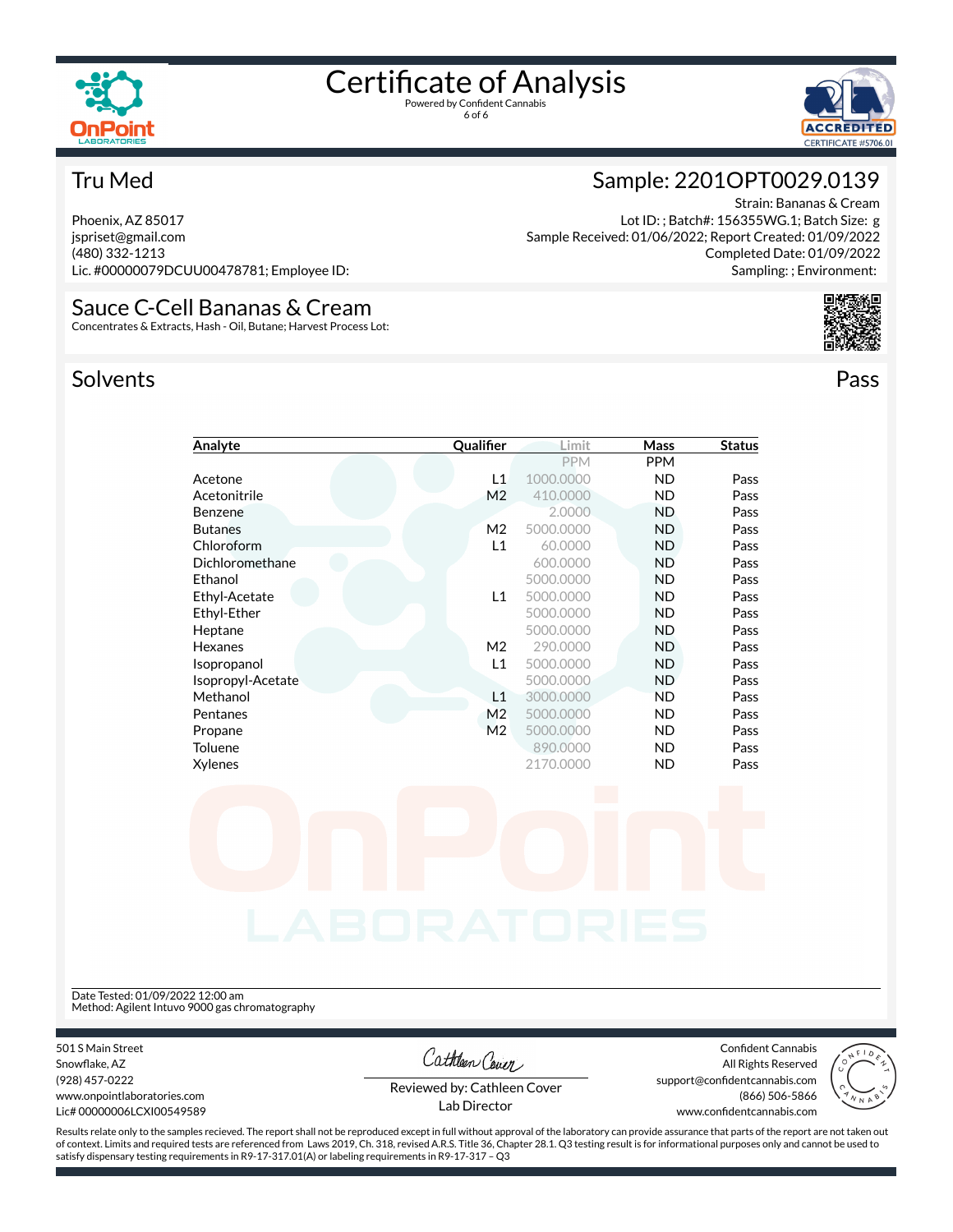# Certificate of Analysis

Powered by Confident Cannabis

## Tru Med

Phoenix, AZ 85017
jspriset@gmail.com
(480) 332-1213
Lic. #00000079DCUU00478781; Employee ID:

## Sample: 2201OPT0029.0139

Strain: Bananas & Cream
Lot ID: ; Batch#: 156355WG.1; Batch Size: g
Sample Received: 01/06/2022; Report Created: 01/09/2022
Completed Date: 01/09/2022
Sampling: ; Environment:

## Sauce C-Cell Bananas & Cream

Concentrates & Extracts, Hash - Oil, Butane; Harvest Process Lot:

## Solvents

Pass

| Analyte | Qualifier | Limit | Mass | Status |
|---|---|---|---|---|
| | | PPM | PPM | |
| Acetone | L1 | 1000.0000 | ND | Pass |
| Acetonitrile | M2 | 410.0000 | ND | Pass |
| Benzene | | 2.0000 | ND | Pass |
| Butanes | M2 | 5000.0000 | ND | Pass |
| Chloroform | L1 | 60.0000 | ND | Pass |
| Dichloromethane | | 600.0000 | ND | Pass |
| Ethanol | | 5000.0000 | ND | Pass |
| Ethyl-Acetate | L1 | 5000.0000 | ND | Pass |
| Ethyl-Ether | | 5000.0000 | ND | Pass |
| Heptane | | 5000.0000 | ND | Pass |
| Hexanes | M2 | 290.0000 | ND | Pass |
| Isopropanol | L1 | 5000.0000 | ND | Pass |
| Isopropyl-Acetate | | 5000.0000 | ND | Pass |
| Methanol | L1 | 3000.0000 | ND | Pass |
| Pentanes | M2 | 5000.0000 | ND | Pass |
| Propane | M2 | 5000.0000 | ND | Pass |
| Toluene | | 890.0000 | ND | Pass |
| Xylenes | | 2170.0000 | ND | Pass |

Date Tested: 01/09/2022 12:00 am
Method: Agilent Intuvo 9000 gas chromatography

501 S Main Street
Snowflake, AZ
(928) 457-0222
www.onpointlaboratories.com
Lic# 00000006LCXI00549589

Reviewed by: Cathleen Cover
Lab Director

Confident Cannabis
All Rights Reserved
support@confidentcannabis.com
(866) 506-5866
www.confidentcannabis.com

Results relate only to the samples recieved. The report shall not be reproduced except in full without approval of the laboratory can provide assurance that parts of the report are not taken out of context. Limits and required tests are referenced from Laws 2019, Ch. 318, revised A.R.S. Title 36, Chapter 28.1. Q3 testing result is for informational purposes only and cannot be used to satisfy dispensary testing requirements in R9-17-317.01(A) or labeling requirements in R9-17-317 – Q3